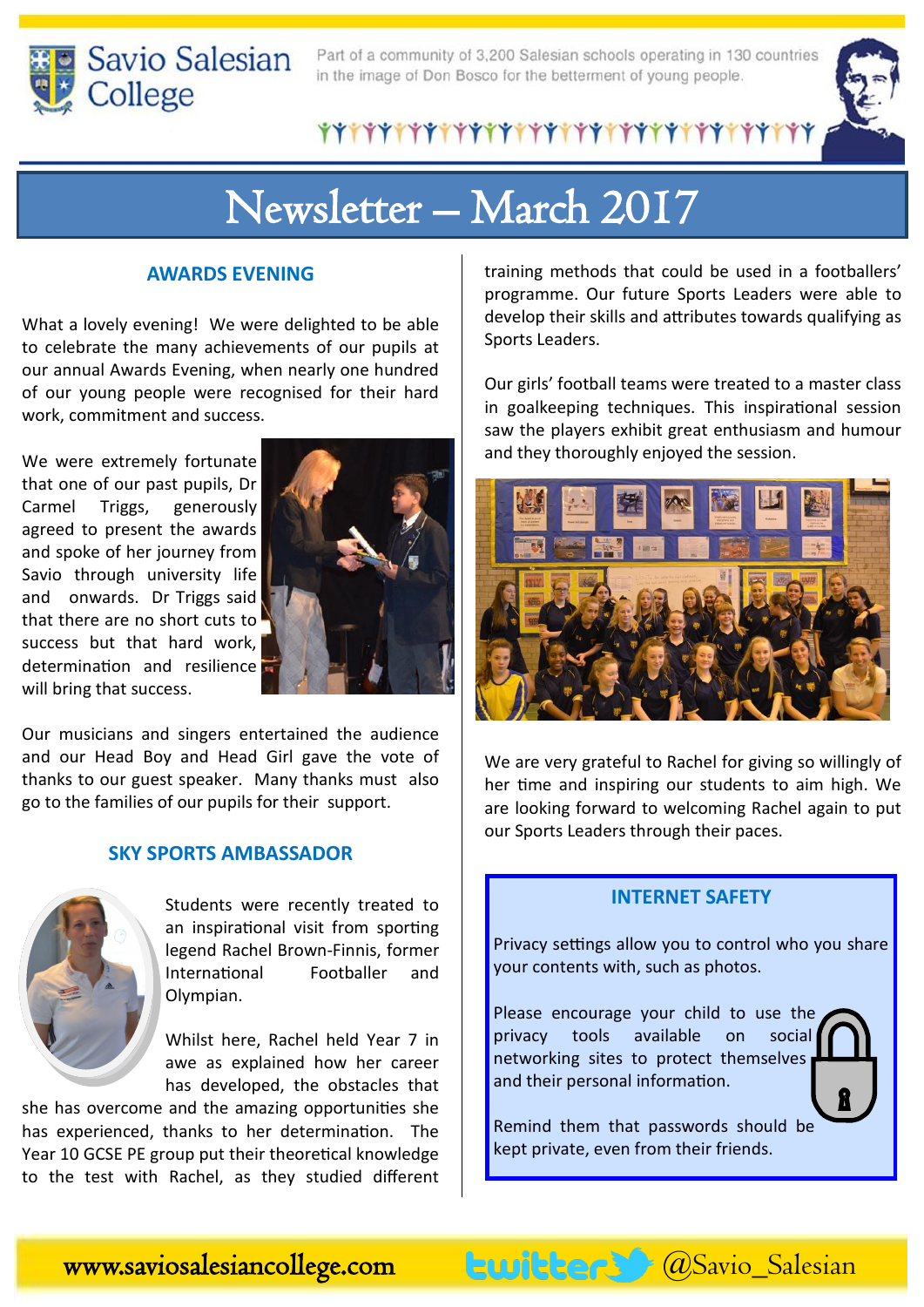Savio Salesian College

Part of a community of 3,200 Salesian schools operating in 130 countries in the image of Don Bosco for the betterment of young people.

# Newsletter – March 2017

## AWARDS EVENING

What a lovely evening! We were delighted to be able to celebrate the many achievements of our pupils at our annual Awards Evening, when nearly one hundred of our young people were recognised for their hard work, commitment and success.

We were extremely fortunate that one of our past pupils, Dr Carmel Triggs, generously agreed to present the awards and spoke of her journey from Savio through university life and onwards. Dr Triggs said that there are no short cuts to success but that hard work, determination and resilience will bring that success.

Our musicians and singers entertained the audience and our Head Boy and Head Girl gave the vote of thanks to our guest speaker. Many thanks must also go to the families of our pupils for their support.

## SKY SPORTS AMBASSADOR

Students were recently treated to an inspirational visit from sporting legend Rachel Brown-Finnis, former International Footballer and Olympian.

Whilst here, Rachel held Year 7 in awe as explained how her career has developed, the obstacles that she has overcome and the amazing opportunities she has experienced, thanks to her determination. The Year 10 GCSE PE group put their theoretical knowledge to the test with Rachel, as they studied different training methods that could be used in a footballers' programme. Our future Sports Leaders were able to develop their skills and attributes towards qualifying as Sports Leaders.

Our girls' football teams were treated to a master class in goalkeeping techniques. This inspirational session saw the players exhibit great enthusiasm and humour and they thoroughly enjoyed the session.

We are very grateful to Rachel for giving so willingly of her time and inspiring our students to aim high. We are looking forward to welcoming Rachel again to put our Sports Leaders through their paces.

## INTERNET SAFETY

Privacy settings allow you to control who you share your contents with, such as photos.

Please encourage your child to use the privacy tools available on social networking sites to protect themselves and their personal information.

Remind them that passwords should be kept private, even from their friends.

www.saviosalesiancollege.com twitter @Savio_Salesian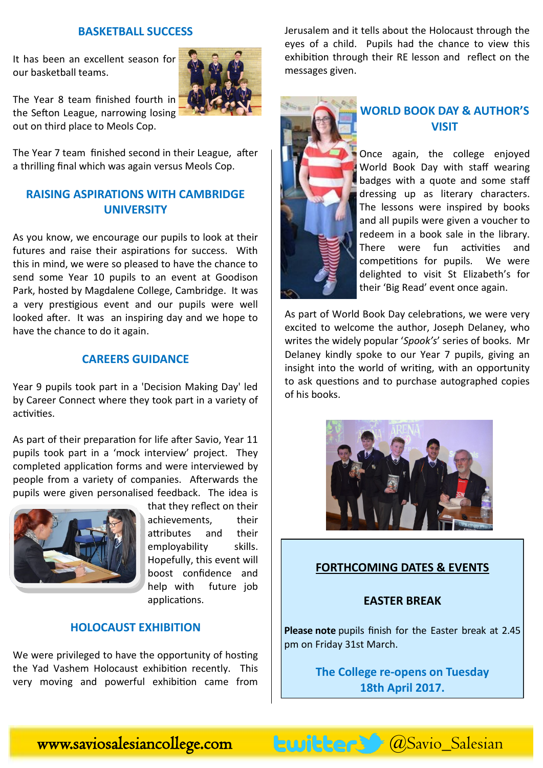## BASKETBALL SUCCESS

It has been an excellent season for our basketball teams.

The Year 8 team finished fourth in the Sefton League, narrowing losing out on third place to Meols Cop.

The Year 7 team finished second in their League, after a thrilling final which was again versus Meols Cop.

## RAISING ASPIRATIONS WITH CAMBRIDGE UNIVERSITY

As you know, we encourage our pupils to look at their futures and raise their aspirations for success. With this in mind, we were so pleased to have the chance to send some Year 10 pupils to an event at Goodison Park, hosted by Magdalene College, Cambridge. It was a very prestigious event and our pupils were well looked after. It was an inspiring day and we hope to have the chance to do it again.

## CAREERS GUIDANCE

Year 9 pupils took part in a 'Decision Making Day' led by Career Connect where they took part in a variety of activities.

As part of their preparation for life after Savio, Year 11 pupils took part in a 'mock interview' project. They completed application forms and were interviewed by people from a variety of companies. Afterwards the pupils were given personalised feedback. The idea is that they reflect on their achievements, their attributes and their employability skills. Hopefully, this event will boost confidence and help with future job applications.

## HOLOCAUST EXHIBITION

We were privileged to have the opportunity of hosting the Yad Vashem Holocaust exhibition recently. This very moving and powerful exhibition came from Jerusalem and it tells about the Holocaust through the eyes of a child. Pupils had the chance to view this exhibition through their RE lesson and reflect on the messages given.

## WORLD BOOK DAY & AUTHOR'S VISIT

Once again, the college enjoyed World Book Day with staff wearing badges with a quote and some staff dressing up as literary characters. The lessons were inspired by books and all pupils were given a voucher to redeem in a book sale in the library. There were fun activities and competitions for pupils. We were delighted to visit St Elizabeth's for their 'Big Read' event once again.

As part of World Book Day celebrations, we were very excited to welcome the author, Joseph Delaney, who writes the widely popular '*Spook's*' series of books. Mr Delaney kindly spoke to our Year 7 pupils, giving an insight into the world of writing, with an opportunity to ask questions and to purchase autographed copies of his books.

## FORTHCOMING DATES & EVENTS

### EASTER BREAK

**Please note** pupils finish for the Easter break at 2.45 pm on Friday 31st March.

**The College re-opens on Tuesday 18th April 2017.**

www.saviosalesiancollege.com twitter @Savio_Salesian